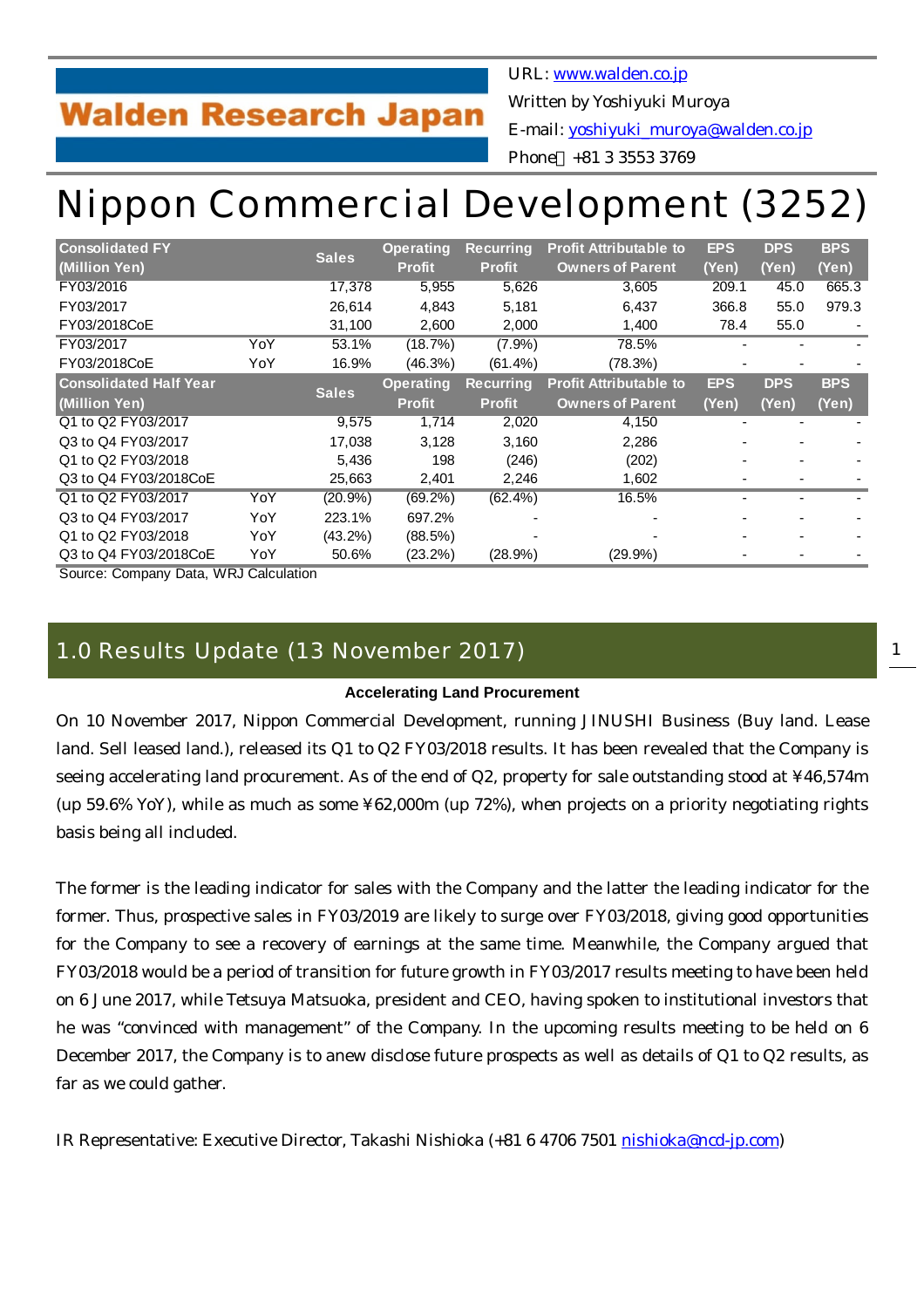Walden Research Japan

URL: www.walden.co.jp
Written by Yoshiyuki Muroya
E-mail: yoshiyuki_muroya@walden.co.jp
Phone：+81 3 3553 3769

# Nippon Commercial Development (3252)

| Consolidated FY (Million Yen) | | Sales | Operating Profit | Recurring Profit | Profit Attributable to Owners of Parent | EPS (Yen) | DPS (Yen) | BPS (Yen) |
|---|---|---|---|---|---|---|---|---|
| FY03/2016 | | 17,378 | 5,955 | 5,626 | 3,605 | 209.1 | 45.0 | 665.3 |
| FY03/2017 | | 26,614 | 4,843 | 5,181 | 6,437 | 366.8 | 55.0 | 979.3 |
| FY03/2018CoE | | 31,100 | 2,600 | 2,000 | 1,400 | 78.4 | 55.0 | - |
| FY03/2017 | YoY | 53.1% | (18.7%) | (7.9%) | 78.5% | - | - | - |
| FY03/2018CoE | YoY | 16.9% | (46.3%) | (61.4%) | (78.3%) | - | - | - |
| **Consolidated Half Year (Million Yen)** | | **Sales** | **Operating Profit** | **Recurring Profit** | **Profit Attributable to Owners of Parent** | **EPS (Yen)** | **DPS (Yen)** | **BPS (Yen)** |
| Q1 to Q2 FY03/2017 | | 9,575 | 1,714 | 2,020 | 4,150 | - | - | - |
| Q3 to Q4 FY03/2017 | | 17,038 | 3,128 | 3,160 | 2,286 | - | - | - |
| Q1 to Q2 FY03/2018 | | 5,436 | 198 | (246) | (202) | - | - | - |
| Q3 to Q4 FY03/2018CoE | | 25,663 | 2,401 | 2,246 | 1,602 | - | - | - |
| Q1 to Q2 FY03/2017 | YoY | (20.9%) | (69.2%) | (62.4%) | 16.5% | - | - | - |
| Q3 to Q4 FY03/2017 | YoY | 223.1% | 697.2% | - | - | - | - | - |
| Q1 to Q2 FY03/2018 | YoY | (43.2%) | (88.5%) | - | - | - | - | - |
| Q3 to Q4 FY03/2018CoE | YoY | 50.6% | (23.2%) | (28.9%) | (29.9%) | - | - | - |

Source: Company Data, WRJ Calculation

## 1.0 Results Update (13 November 2017)

**Accelerating Land Procurement**

On 10 November 2017, Nippon Commercial Development, running JINUSHI Business (Buy land. Lease land. Sell leased land.), released its Q1 to Q2 FY03/2018 results. It has been revealed that the Company is seeing accelerating land procurement. As of the end of Q2, property for sale outstanding stood at ¥46,574m (up 59.6% YoY), while as much as some ¥62,000m (up 72%), when projects on a priority negotiating rights basis being all included.

The former is the leading indicator for sales with the Company and the latter the leading indicator for the former. Thus, prospective sales in FY03/2019 are likely to surge over FY03/2018, giving good opportunities for the Company to see a recovery of earnings at the same time. Meanwhile, the Company argued that FY03/2018 would be a period of transition for future growth in FY03/2017 results meeting to have been held on 6 June 2017, while Tetsuya Matsuoka, president and CEO, having spoken to institutional investors that he was "convinced with management" of the Company. In the upcoming results meeting to be held on 6 December 2017, the Company is to anew disclose future prospects as well as details of Q1 to Q2 results, as far as we could gather.

IR Representative: Executive Director, Takashi Nishioka (+81 6 4706 7501 nishioka@ncd-jp.com)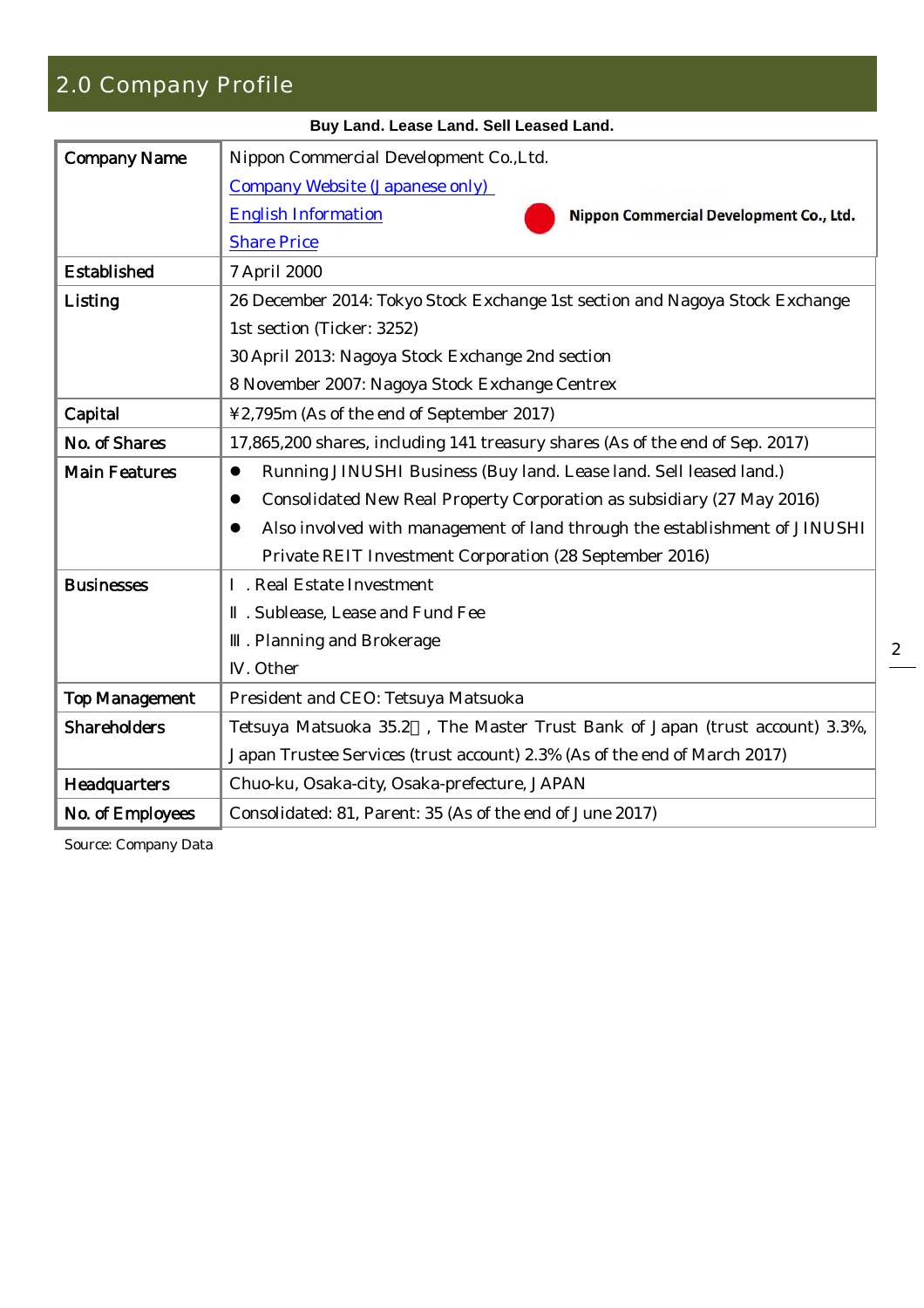## 2.0 Company Profile

**Buy Land. Lease Land. Sell Leased Land.**

| Company Name | Nippon Commercial Development Co.,Ltd.<br>Company Website (Japanese only)<br>English Information<br>Share Price<br>Nippon Commercial Development Co., Ltd. |
|---|---|
| Established | 7 April 2000 |
| Listing | 26 December 2014: Tokyo Stock Exchange 1st section and Nagoya Stock Exchange 1st section (Ticker: 3252)<br>30 April 2013: Nagoya Stock Exchange 2nd section<br>8 November 2007: Nagoya Stock Exchange Centrex |
| Capital | ¥2,795m (As of the end of September 2017) |
| No. of Shares | 17,865,200 shares, including 141 treasury shares (As of the end of Sep. 2017) |
| Main Features | • Running JINUSHI Business (Buy land. Lease land. Sell leased land.)<br>• Consolidated New Real Property Corporation as subsidiary (27 May 2016)<br>• Also involved with management of land through the establishment of JINUSHI Private REIT Investment Corporation (28 September 2016) |
| Businesses | Ⅰ. Real Estate Investment<br>Ⅱ. Sublease, Lease and Fund Fee<br>Ⅲ. Planning and Brokerage<br>Ⅳ. Other |
| Top Management | President and CEO: Tetsuya Matsuoka |
| Shareholders | Tetsuya Matsuoka 35.2％, The Master Trust Bank of Japan (trust account) 3.3%, Japan Trustee Services (trust account) 2.3% (As of the end of March 2017) |
| Headquarters | Chuo-ku, Osaka-city, Osaka-prefecture, JAPAN |
| No. of Employees | Consolidated: 81, Parent: 35 (As of the end of June 2017) |

Source: Company Data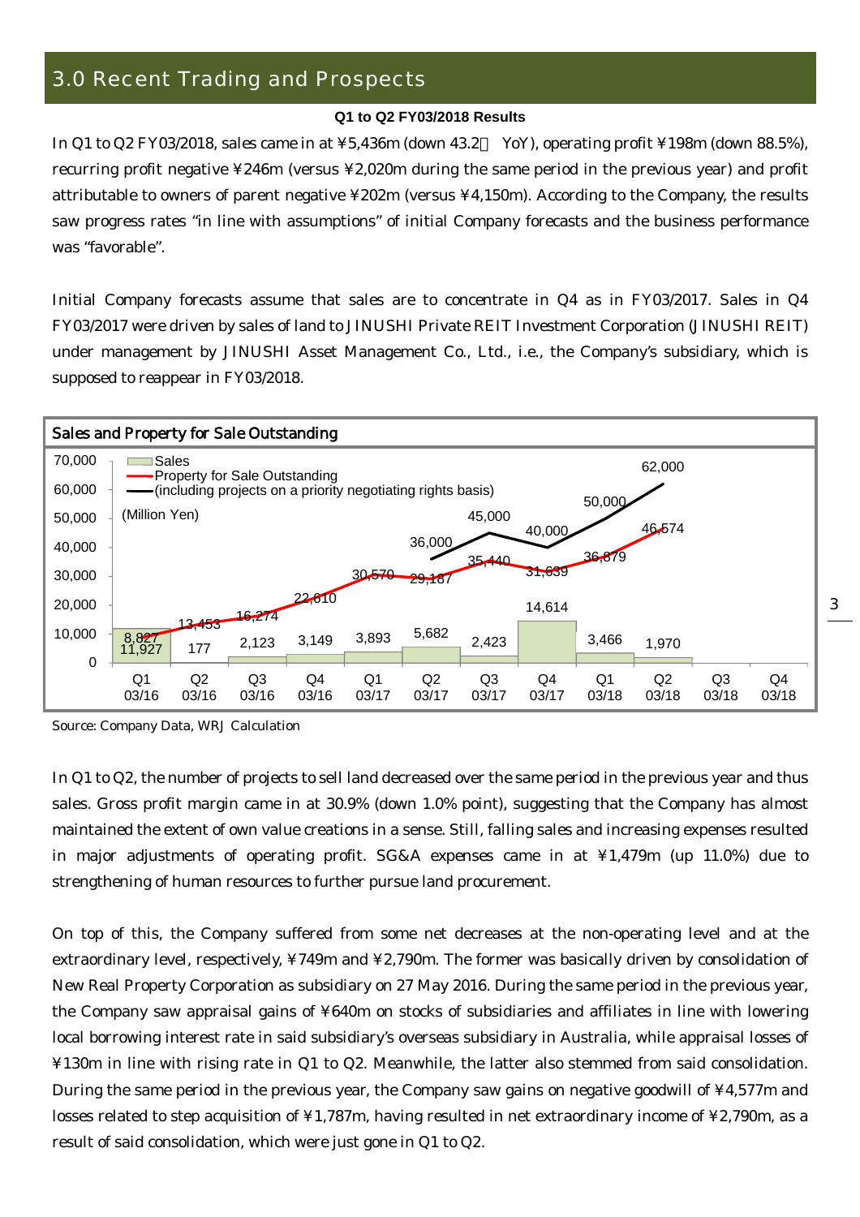## 3.0 Recent Trading and Prospects

**Q1 to Q2 FY03/2018 Results**

In Q1 to Q2 FY03/2018, sales came in at ¥5,436m (down 43.2% YoY), operating profit ¥198m (down 88.5%), recurring profit negative ¥246m (versus ¥2,020m during the same period in the previous year) and profit attributable to owners of parent negative ¥202m (versus ¥4,150m). According to the Company, the results saw progress rates "in line with assumptions" of initial Company forecasts and the business performance was "favorable".

Initial Company forecasts assume that sales are to concentrate in Q4 as in FY03/2017. Sales in Q4 FY03/2017 were driven by sales of land to JINUSHI Private REIT Investment Corporation (JINUSHI REIT) under management by JINUSHI Asset Management Co., Ltd., i.e., the Company's subsidiary, which is supposed to reappear in FY03/2018.

**Sales and Property for Sale Outstanding**

(Million Yen)

| | Sales | Property for Sale Outstanding | (including projects on a priority negotiating rights basis) |
|---|---|---|---|
| Q1 03/16 | 11,927 | 8,827 | |
| Q2 03/16 | 177 | 13,453 | |
| Q3 03/16 | 2,123 | 16,274 | |
| Q4 03/16 | 3,149 | 22,610 | |
| Q1 03/17 | 3,893 | 30,570 | |
| Q2 03/17 | 5,682 | 29,187 | 36,000 |
| Q3 03/17 | 2,423 | 35,440 | 45,000 |
| Q4 03/17 | 14,614 | 31,639 | 40,000 |
| Q1 03/18 | 3,466 | 36,879 | 50,000 |
| Q2 03/18 | 1,970 | 46,574 | 62,000 |
| Q3 03/18 | | | |
| Q4 03/18 | | | |

Source: Company Data, WRJ Calculation

In Q1 to Q2, the number of projects to sell land decreased over the same period in the previous year and thus sales. Gross profit margin came in at 30.9% (down 1.0% point), suggesting that the Company has almost maintained the extent of own value creations in a sense. Still, falling sales and increasing expenses resulted in major adjustments of operating profit. SG&A expenses came in at ¥1,479m (up 11.0%) due to strengthening of human resources to further pursue land procurement.

On top of this, the Company suffered from some net decreases at the non-operating level and at the extraordinary level, respectively, ¥749m and ¥2,790m. The former was basically driven by consolidation of New Real Property Corporation as subsidiary on 27 May 2016. During the same period in the previous year, the Company saw appraisal gains of ¥640m on stocks of subsidiaries and affiliates in line with lowering local borrowing interest rate in said subsidiary's overseas subsidiary in Australia, while appraisal losses of ¥130m in line with rising rate in Q1 to Q2. Meanwhile, the latter also stemmed from said consolidation. During the same period in the previous year, the Company saw gains on negative goodwill of ¥4,577m and losses related to step acquisition of ¥1,787m, having resulted in net extraordinary income of ¥2,790m, as a result of said consolidation, which were just gone in Q1 to Q2.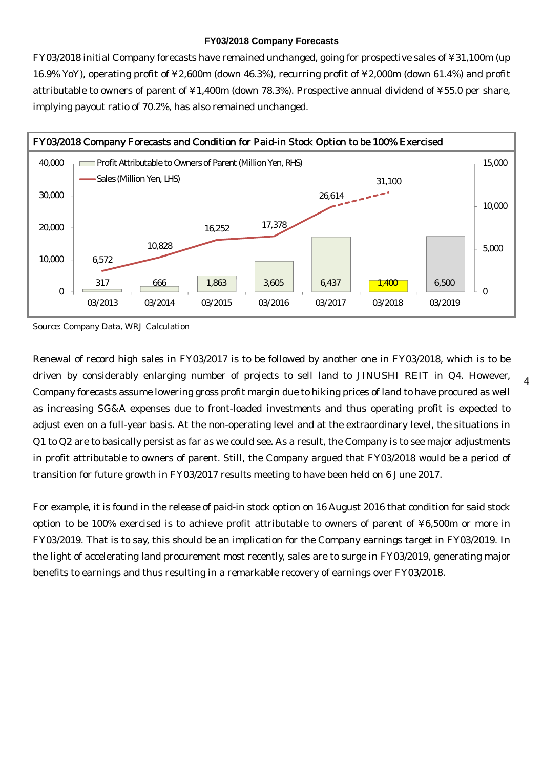### FY03/2018 Company Forecasts

FY03/2018 initial Company forecasts have remained unchanged, going for prospective sales of ¥31,100m (up 16.9% YoY), operating profit of ¥2,600m (down 46.3%), recurring profit of ¥2,000m (down 61.4%) and profit attributable to owners of parent of ¥1,400m (down 78.3%). Prospective annual dividend of ¥55.0 per share, implying payout ratio of 70.2%, has also remained unchanged.

**FY03/2018 Company Forecasts and Condition for Paid-in Stock Option to be 100% Exercised**

| | 03/2013 | 03/2014 | 03/2015 | 03/2016 | 03/2017 | 03/2018 | 03/2019 |
|---|---|---|---|---|---|---|---|
| Sales (Million Yen, LHS) | 6,572 | 10,828 | 16,252 | 17,378 | 26,614 | 31,100 | |
| Profit Attributable to Owners of Parent (Million Yen, RHS) | 317 | 666 | 1,863 | 3,605 | 6,437 | 1,400 | 6,500 |

Source: Company Data, WRJ Calculation

Renewal of record high sales in FY03/2017 is to be followed by another one in FY03/2018, which is to be driven by considerably enlarging number of projects to sell land to JINUSHI REIT in Q4. However, Company forecasts assume lowering gross profit margin due to hiking prices of land to have procured as well as increasing SG&A expenses due to front-loaded investments and thus operating profit is expected to adjust even on a full-year basis. At the non-operating level and at the extraordinary level, the situations in Q1 to Q2 are to basically persist as far as we could see. As a result, the Company is to see major adjustments in profit attributable to owners of parent. Still, the Company argued that FY03/2018 would be a period of transition for future growth in FY03/2017 results meeting to have been held on 6 June 2017.

For example, it is found in the release of paid-in stock option on 16 August 2016 that condition for said stock option to be 100% exercised is to achieve profit attributable to owners of parent of ¥6,500m or more in FY03/2019. That is to say, this should be an implication for the Company earnings target in FY03/2019. In the light of accelerating land procurement most recently, sales are to surge in FY03/2019, generating major benefits to earnings and thus resulting in a remarkable recovery of earnings over FY03/2018.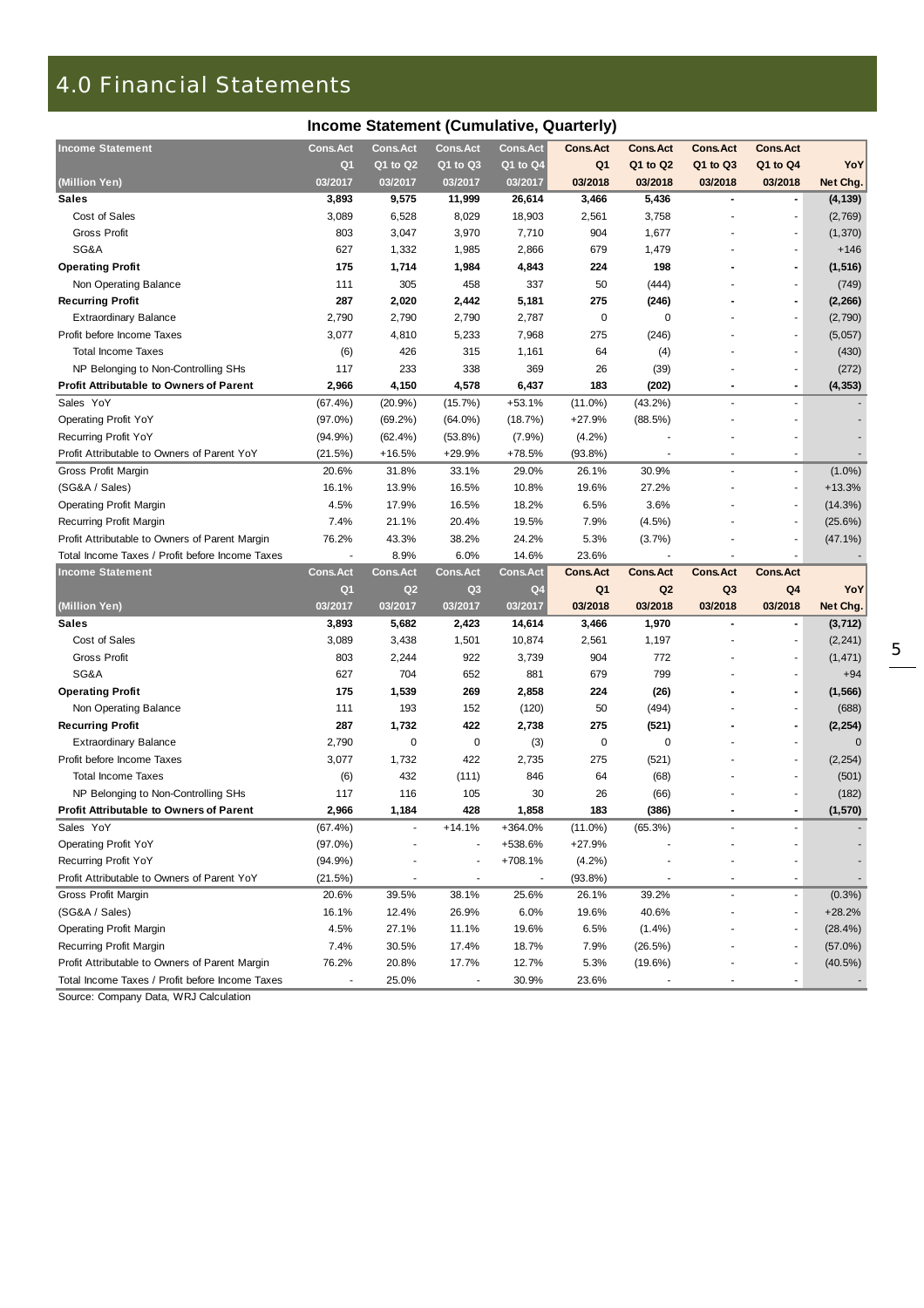# 4.0 Financial Statements

## Income Statement (Cumulative, Quarterly)

| Income Statement | Cons.Act | Cons.Act | Cons.Act | Cons.Act | Cons.Act | Cons.Act | Cons.Act | Cons.Act | |
|---|---|---|---|---|---|---|---|---|---|
| | Q1 | Q1 to Q2 | Q1 to Q3 | Q1 to Q4 | Q1 | Q1 to Q2 | Q1 to Q3 | Q1 to Q4 | YoY |
| (Million Yen) | 03/2017 | 03/2017 | 03/2017 | 03/2017 | 03/2018 | 03/2018 | 03/2018 | 03/2018 | Net Chg. |
| **Sales** | **3,893** | **9,575** | **11,999** | **26,614** | **3,466** | **5,436** | **-** | **-** | **(4,139)** |
| Cost of Sales | 3,089 | 6,528 | 8,029 | 18,903 | 2,561 | 3,758 | - | - | (2,769) |
| Gross Profit | 803 | 3,047 | 3,970 | 7,710 | 904 | 1,677 | - | - | (1,370) |
| SG&A | 627 | 1,332 | 1,985 | 2,866 | 679 | 1,479 | - | - | +146 |
| **Operating Profit** | **175** | **1,714** | **1,984** | **4,843** | **224** | **198** | **-** | **-** | **(1,516)** |
| Non Operating Balance | 111 | 305 | 458 | 337 | 50 | (444) | - | - | (749) |
| **Recurring Profit** | **287** | **2,020** | **2,442** | **5,181** | **275** | **(246)** | **-** | **-** | **(2,266)** |
| Extraordinary Balance | 2,790 | 2,790 | 2,790 | 2,787 | 0 | 0 | - | - | (2,790) |
| Profit before Income Taxes | 3,077 | 4,810 | 5,233 | 7,968 | 275 | (246) | - | - | (5,057) |
| Total Income Taxes | (6) | 426 | 315 | 1,161 | 64 | (4) | - | - | (430) |
| NP Belonging to Non-Controlling SHs | 117 | 233 | 338 | 369 | 26 | (39) | - | - | (272) |
| **Profit Attributable to Owners of Parent** | **2,966** | **4,150** | **4,578** | **6,437** | **183** | **(202)** | **-** | **-** | **(4,353)** |
| Sales YoY | (67.4%) | (20.9%) | (15.7%) | +53.1% | (11.0%) | (43.2%) | - | - | - |
| Operating Profit YoY | (97.0%) | (69.2%) | (64.0%) | (18.7%) | +27.9% | (88.5%) | - | - | - |
| Recurring Profit YoY | (94.9%) | (62.4%) | (53.8%) | (7.9%) | (4.2%) | - | - | - | - |
| Profit Attributable to Owners of Parent YoY | (21.5%) | +16.5% | +29.9% | +78.5% | (93.8%) | - | - | - | - |
| Gross Profit Margin | 20.6% | 31.8% | 33.1% | 29.0% | 26.1% | 30.9% | - | - | (1.0%) |
| (SG&A / Sales) | 16.1% | 13.9% | 16.5% | 10.8% | 19.6% | 27.2% | - | - | +13.3% |
| Operating Profit Margin | 4.5% | 17.9% | 16.5% | 18.2% | 6.5% | 3.6% | - | - | (14.3%) |
| Recurring Profit Margin | 7.4% | 21.1% | 20.4% | 19.5% | 7.9% | (4.5%) | - | - | (25.6%) |
| Profit Attributable to Owners of Parent Margin | 76.2% | 43.3% | 38.2% | 24.2% | 5.3% | (3.7%) | - | - | (47.1%) |
| Total Income Taxes / Profit before Income Taxes | - | 8.9% | 6.0% | 14.6% | 23.6% | - | - | - | - |

| Income Statement | Cons.Act | Cons.Act | Cons.Act | Cons.Act | Cons.Act | Cons.Act | Cons.Act | Cons.Act | |
|---|---|---|---|---|---|---|---|---|---|
| | Q1 | Q2 | Q3 | Q4 | Q1 | Q2 | Q3 | Q4 | YoY |
| (Million Yen) | 03/2017 | 03/2017 | 03/2017 | 03/2017 | 03/2018 | 03/2018 | 03/2018 | 03/2018 | Net Chg. |
| **Sales** | **3,893** | **5,682** | **2,423** | **14,614** | **3,466** | **1,970** | **-** | **-** | **(3,712)** |
| Cost of Sales | 3,089 | 3,438 | 1,501 | 10,874 | 2,561 | 1,197 | - | - | (2,241) |
| Gross Profit | 803 | 2,244 | 922 | 3,739 | 904 | 772 | - | - | (1,471) |
| SG&A | 627 | 704 | 652 | 881 | 679 | 799 | - | - | +94 |
| **Operating Profit** | **175** | **1,539** | **269** | **2,858** | **224** | **(26)** | **-** | **-** | **(1,566)** |
| Non Operating Balance | 111 | 193 | 152 | (120) | 50 | (494) | - | - | (688) |
| **Recurring Profit** | **287** | **1,732** | **422** | **2,738** | **275** | **(521)** | **-** | **-** | **(2,254)** |
| Extraordinary Balance | 2,790 | 0 | 0 | (3) | 0 | 0 | - | - | 0 |
| Profit before Income Taxes | 3,077 | 1,732 | 422 | 2,735 | 275 | (521) | - | - | (2,254) |
| Total Income Taxes | (6) | 432 | (111) | 846 | 64 | (68) | - | - | (501) |
| NP Belonging to Non-Controlling SHs | 117 | 116 | 105 | 30 | 26 | (66) | - | - | (182) |
| **Profit Attributable to Owners of Parent** | **2,966** | **1,184** | **428** | **1,858** | **183** | **(386)** | **-** | **-** | **(1,570)** |
| Sales YoY | (67.4%) | - | +14.1% | +364.0% | (11.0%) | (65.3%) | - | - | - |
| Operating Profit YoY | (97.0%) | - | - | +538.6% | +27.9% | - | - | - | - |
| Recurring Profit YoY | (94.9%) | - | - | +708.1% | (4.2%) | - | - | - | - |
| Profit Attributable to Owners of Parent YoY | (21.5%) | - | - | - | (93.8%) | - | - | - | - |
| Gross Profit Margin | 20.6% | 39.5% | 38.1% | 25.6% | 26.1% | 39.2% | - | - | (0.3%) |
| (SG&A / Sales) | 16.1% | 12.4% | 26.9% | 6.0% | 19.6% | 40.6% | - | - | +28.2% |
| Operating Profit Margin | 4.5% | 27.1% | 11.1% | 19.6% | 6.5% | (1.4%) | - | - | (28.4%) |
| Recurring Profit Margin | 7.4% | 30.5% | 17.4% | 18.7% | 7.9% | (26.5%) | - | - | (57.0%) |
| Profit Attributable to Owners of Parent Margin | 76.2% | 20.8% | 17.7% | 12.7% | 5.3% | (19.6%) | - | - | (40.5%) |
| Total Income Taxes / Profit before Income Taxes | - | 25.0% | - | 30.9% | 23.6% | - | - | - | - |

Source: Company Data, WRJ Calculation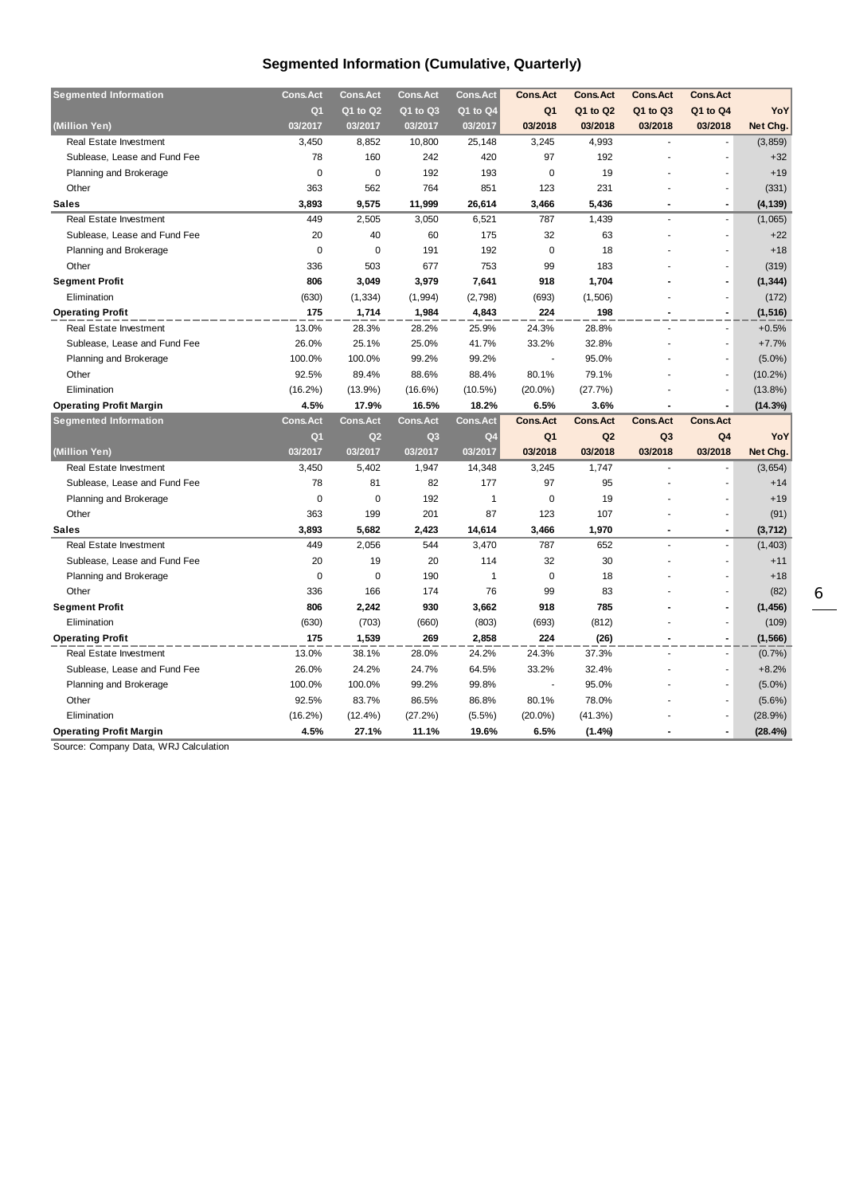## Segmented Information (Cumulative, Quarterly)

| Segmented Information | Cons.Act | Cons.Act | Cons.Act | Cons.Act | Cons.Act | Cons.Act | Cons.Act | Cons.Act | |
|---|---|---|---|---|---|---|---|---|---|
| | Q1 | Q1 to Q2 | Q1 to Q3 | Q1 to Q4 | Q1 | Q1 to Q2 | Q1 to Q3 | Q1 to Q4 | YoY |
| (Million Yen) | 03/2017 | 03/2017 | 03/2017 | 03/2017 | 03/2018 | 03/2018 | 03/2018 | 03/2018 | Net Chg. |
| Real Estate Investment | 3,450 | 8,852 | 10,800 | 25,148 | 3,245 | 4,993 | - | - | (3,859) |
| Sublease, Lease and Fund Fee | 78 | 160 | 242 | 420 | 97 | 192 | - | - | +32 |
| Planning and Brokerage | 0 | 0 | 192 | 193 | 0 | 19 | - | - | +19 |
| Other | 363 | 562 | 764 | 851 | 123 | 231 | - | - | (331) |
| **Sales** | **3,893** | **9,575** | **11,999** | **26,614** | **3,466** | **5,436** | **-** | **-** | **(4,139)** |
| Real Estate Investment | 449 | 2,505 | 3,050 | 6,521 | 787 | 1,439 | - | - | (1,065) |
| Sublease, Lease and Fund Fee | 20 | 40 | 60 | 175 | 32 | 63 | - | - | +22 |
| Planning and Brokerage | 0 | 0 | 191 | 192 | 0 | 18 | - | - | +18 |
| Other | 336 | 503 | 677 | 753 | 99 | 183 | - | - | (319) |
| **Segment Profit** | **806** | **3,049** | **3,979** | **7,641** | **918** | **1,704** | **-** | **-** | **(1,344)** |
| Elimination | (630) | (1,334) | (1,994) | (2,798) | (693) | (1,506) | - | - | (172) |
| **Operating Profit** | **175** | **1,714** | **1,984** | **4,843** | **224** | **198** | **-** | **-** | **(1,516)** |
| Real Estate Investment | 13.0% | 28.3% | 28.2% | 25.9% | 24.3% | 28.8% | - | - | +0.5% |
| Sublease, Lease and Fund Fee | 26.0% | 25.1% | 25.0% | 41.7% | 33.2% | 32.8% | - | - | +7.7% |
| Planning and Brokerage | 100.0% | 100.0% | 99.2% | 99.2% | - | 95.0% | - | - | (5.0%) |
| Other | 92.5% | 89.4% | 88.6% | 88.4% | 80.1% | 79.1% | - | - | (10.2%) |
| Elimination | (16.2%) | (13.9%) | (16.6%) | (10.5%) | (20.0%) | (27.7%) | - | - | (13.8%) |
| **Operating Profit Margin** | **4.5%** | **17.9%** | **16.5%** | **18.2%** | **6.5%** | **3.6%** | **-** | **-** | **(14.3%)** |

| Segmented Information | Cons.Act | Cons.Act | Cons.Act | Cons.Act | Cons.Act | Cons.Act | Cons.Act | Cons.Act | |
|---|---|---|---|---|---|---|---|---|---|
| | Q1 | Q2 | Q3 | Q4 | Q1 | Q2 | Q3 | Q4 | YoY |
| (Million Yen) | 03/2017 | 03/2017 | 03/2017 | 03/2017 | 03/2018 | 03/2018 | 03/2018 | 03/2018 | Net Chg. |
| Real Estate Investment | 3,450 | 5,402 | 1,947 | 14,348 | 3,245 | 1,747 | - | - | (3,654) |
| Sublease, Lease and Fund Fee | 78 | 81 | 82 | 177 | 97 | 95 | - | - | +14 |
| Planning and Brokerage | 0 | 0 | 192 | 1 | 0 | 19 | - | - | +19 |
| Other | 363 | 199 | 201 | 87 | 123 | 107 | - | - | (91) |
| **Sales** | **3,893** | **5,682** | **2,423** | **14,614** | **3,466** | **1,970** | **-** | **-** | **(3,712)** |
| Real Estate Investment | 449 | 2,056 | 544 | 3,470 | 787 | 652 | - | - | (1,403) |
| Sublease, Lease and Fund Fee | 20 | 19 | 20 | 114 | 32 | 30 | - | - | +11 |
| Planning and Brokerage | 0 | 0 | 190 | 1 | 0 | 18 | - | - | +18 |
| Other | 336 | 166 | 174 | 76 | 99 | 83 | - | - | (82) |
| **Segment Profit** | **806** | **2,242** | **930** | **3,662** | **918** | **785** | **-** | **-** | **(1,456)** |
| Elimination | (630) | (703) | (660) | (803) | (693) | (812) | - | - | (109) |
| **Operating Profit** | **175** | **1,539** | **269** | **2,858** | **224** | **(26)** | **-** | **-** | **(1,566)** |
| Real Estate Investment | 13.0% | 38.1% | 28.0% | 24.2% | 24.3% | 37.3% | - | - | (0.7%) |
| Sublease, Lease and Fund Fee | 26.0% | 24.2% | 24.7% | 64.5% | 33.2% | 32.4% | - | - | +8.2% |
| Planning and Brokerage | 100.0% | 100.0% | 99.2% | 99.8% | - | 95.0% | - | - | (5.0%) |
| Other | 92.5% | 83.7% | 86.5% | 86.8% | 80.1% | 78.0% | - | - | (5.6%) |
| Elimination | (16.2%) | (12.4%) | (27.2%) | (5.5%) | (20.0%) | (41.3%) | - | - | (28.9%) |
| **Operating Profit Margin** | **4.5%** | **27.1%** | **11.1%** | **19.6%** | **6.5%** | **(1.4%)** | **-** | **-** | **(28.4%)** |

Source: Company Data, WRJ Calculation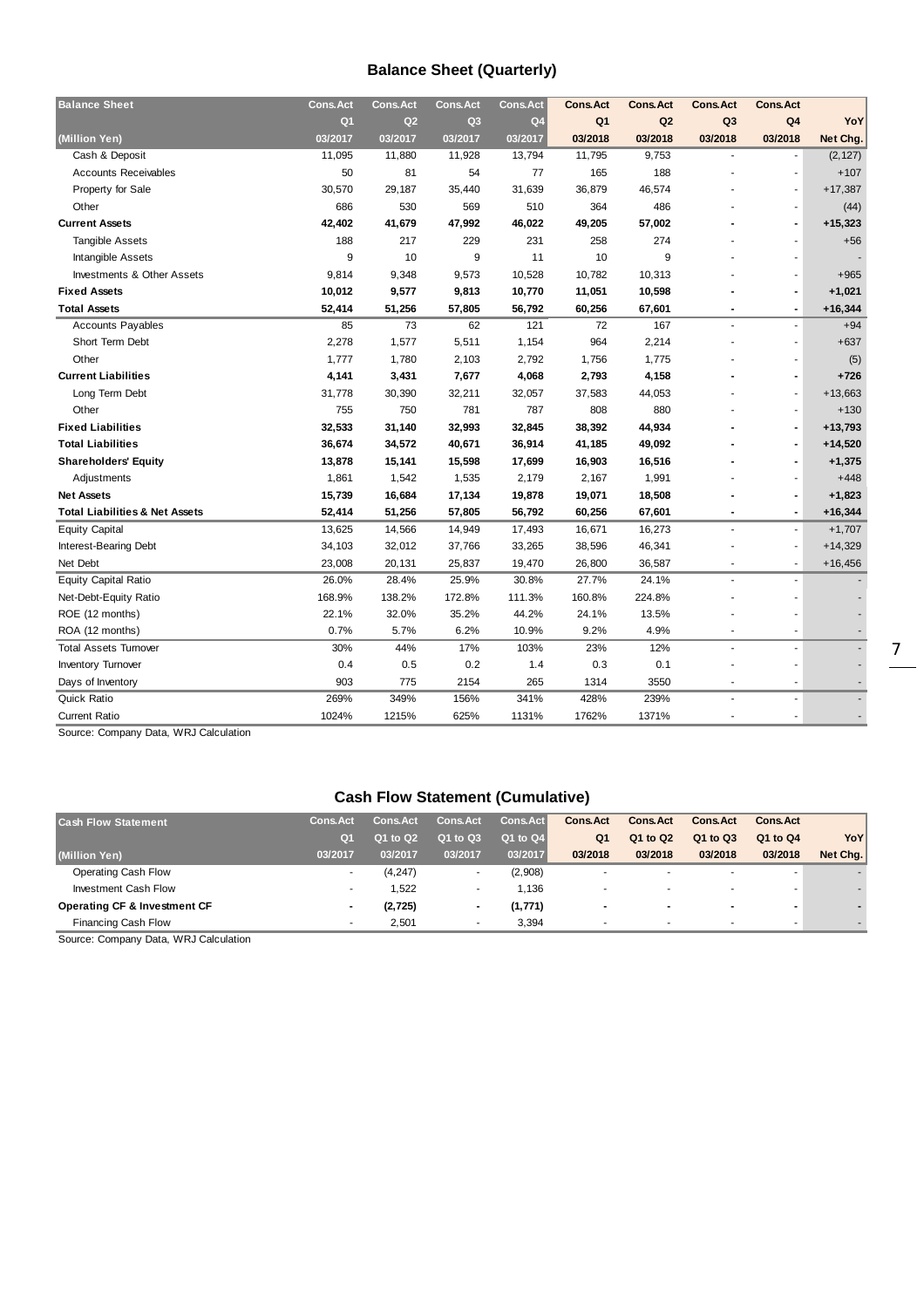## Balance Sheet (Quarterly)

| Balance Sheet | Cons.Act | Cons.Act | Cons.Act | Cons.Act | Cons.Act | Cons.Act | Cons.Act | Cons.Act | |
|---|---|---|---|---|---|---|---|---|---|
| | Q1 | Q2 | Q3 | Q4 | Q1 | Q2 | Q3 | Q4 | YoY |
| (Million Yen) | 03/2017 | 03/2017 | 03/2017 | 03/2017 | 03/2018 | 03/2018 | 03/2018 | 03/2018 | Net Chg. |
| Cash & Deposit | 11,095 | 11,880 | 11,928 | 13,794 | 11,795 | 9,753 | - | - | (2,127) |
| Accounts Receivables | 50 | 81 | 54 | 77 | 165 | 188 | - | - | +107 |
| Property for Sale | 30,570 | 29,187 | 35,440 | 31,639 | 36,879 | 46,574 | - | - | +17,387 |
| Other | 686 | 530 | 569 | 510 | 364 | 486 | - | - | (44) |
| **Current Assets** | **42,402** | **41,679** | **47,992** | **46,022** | **49,205** | **57,002** | **-** | **-** | **+15,323** |
| Tangible Assets | 188 | 217 | 229 | 231 | 258 | 274 | - | - | +56 |
| Intangible Assets | 9 | 10 | 9 | 11 | 10 | 9 | - | - | - |
| Investments & Other Assets | 9,814 | 9,348 | 9,573 | 10,528 | 10,782 | 10,313 | - | - | +965 |
| **Fixed Assets** | **10,012** | **9,577** | **9,813** | **10,770** | **11,051** | **10,598** | **-** | **-** | **+1,021** |
| **Total Assets** | **52,414** | **51,256** | **57,805** | **56,792** | **60,256** | **67,601** | **-** | **-** | **+16,344** |
| Accounts Payables | 85 | 73 | 62 | 121 | 72 | 167 | - | - | +94 |
| Short Term Debt | 2,278 | 1,577 | 5,511 | 1,154 | 964 | 2,214 | - | - | +637 |
| Other | 1,777 | 1,780 | 2,103 | 2,792 | 1,756 | 1,775 | - | - | (5) |
| **Current Liabilities** | **4,141** | **3,431** | **7,677** | **4,068** | **2,793** | **4,158** | **-** | **-** | **+726** |
| Long Term Debt | 31,778 | 30,390 | 32,211 | 32,057 | 37,583 | 44,053 | - | - | +13,663 |
| Other | 755 | 750 | 781 | 787 | 808 | 880 | - | - | +130 |
| **Fixed Liabilities** | **32,533** | **31,140** | **32,993** | **32,845** | **38,392** | **44,934** | **-** | **-** | **+13,793** |
| **Total Liabilities** | **36,674** | **34,572** | **40,671** | **36,914** | **41,185** | **49,092** | **-** | **-** | **+14,520** |
| **Shareholders' Equity** | **13,878** | **15,141** | **15,598** | **17,699** | **16,903** | **16,516** | **-** | **-** | **+1,375** |
| Adjustments | 1,861 | 1,542 | 1,535 | 2,179 | 2,167 | 1,991 | - | - | +448 |
| **Net Assets** | **15,739** | **16,684** | **17,134** | **19,878** | **19,071** | **18,508** | **-** | **-** | **+1,823** |
| **Total Liabilities & Net Assets** | **52,414** | **51,256** | **57,805** | **56,792** | **60,256** | **67,601** | **-** | **-** | **+16,344** |
| Equity Capital | 13,625 | 14,566 | 14,949 | 17,493 | 16,671 | 16,273 | - | - | +1,707 |
| Interest-Bearing Debt | 34,103 | 32,012 | 37,766 | 33,265 | 38,596 | 46,341 | - | - | +14,329 |
| Net Debt | 23,008 | 20,131 | 25,837 | 19,470 | 26,800 | 36,587 | - | - | +16,456 |
| Equity Capital Ratio | 26.0% | 28.4% | 25.9% | 30.8% | 27.7% | 24.1% | - | - | - |
| Net-Debt-Equity Ratio | 168.9% | 138.2% | 172.8% | 111.3% | 160.8% | 224.8% | - | - | - |
| ROE (12 months) | 22.1% | 32.0% | 35.2% | 44.2% | 24.1% | 13.5% | - | - | - |
| ROA (12 months) | 0.7% | 5.7% | 6.2% | 10.9% | 9.2% | 4.9% | - | - | - |
| Total Assets Turnover | 30% | 44% | 17% | 103% | 23% | 12% | - | - | - |
| Inventory Turnover | 0.4 | 0.5 | 0.2 | 1.4 | 0.3 | 0.1 | - | - | - |
| Days of Inventory | 903 | 775 | 2154 | 265 | 1314 | 3550 | - | - | - |
| Quick Ratio | 269% | 349% | 156% | 341% | 428% | 239% | - | - | - |
| Current Ratio | 1024% | 1215% | 625% | 1131% | 1762% | 1371% | - | - | - |

Source: Company Data, WRJ Calculation

## Cash Flow Statement (Cumulative)

| Cash Flow Statement | Cons.Act | Cons.Act | Cons.Act | Cons.Act | Cons.Act | Cons.Act | Cons.Act | Cons.Act | |
|---|---|---|---|---|---|---|---|---|---|
| | Q1 | Q1 to Q2 | Q1 to Q3 | Q1 to Q4 | Q1 | Q1 to Q2 | Q1 to Q3 | Q1 to Q4 | YoY |
| (Million Yen) | 03/2017 | 03/2017 | 03/2017 | 03/2017 | 03/2018 | 03/2018 | 03/2018 | 03/2018 | Net Chg. |
| Operating Cash Flow | - | (4,247) | - | (2,908) | - | - | - | - | - |
| Investment Cash Flow | - | 1,522 | - | 1,136 | - | - | - | - | - |
| **Operating CF & Investment CF** | **-** | **(2,725)** | **-** | **(1,771)** | **-** | **-** | **-** | **-** | **-** |
| Financing Cash Flow | - | 2,501 | - | 3,394 | - | - | - | - | - |

Source: Company Data, WRJ Calculation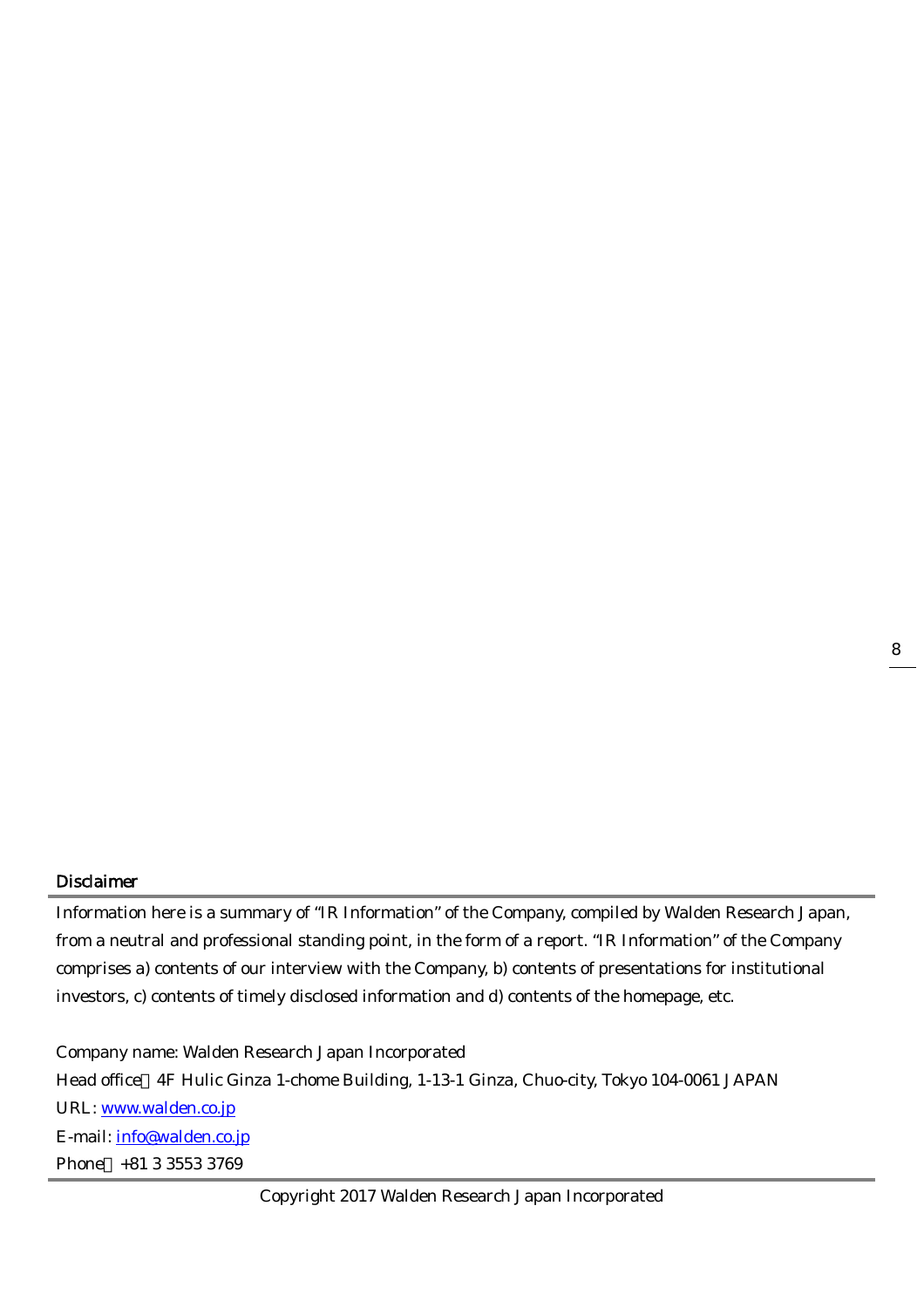## Disclaimer

Information here is a summary of "IR Information" of the Company, compiled by Walden Research Japan, from a neutral and professional standing point, in the form of a report. "IR Information" of the Company comprises a) contents of our interview with the Company, b) contents of presentations for institutional investors, c) contents of timely disclosed information and d) contents of the homepage, etc.

Company name: Walden Research Japan Incorporated
Head office：4F Hulic Ginza 1-chome Building, 1-13-1 Ginza, Chuo-city, Tokyo 104-0061 JAPAN
URL: www.walden.co.jp
E-mail: info@walden.co.jp
Phone：+81 3 3553 3769

Copyright 2017 Walden Research Japan Incorporated